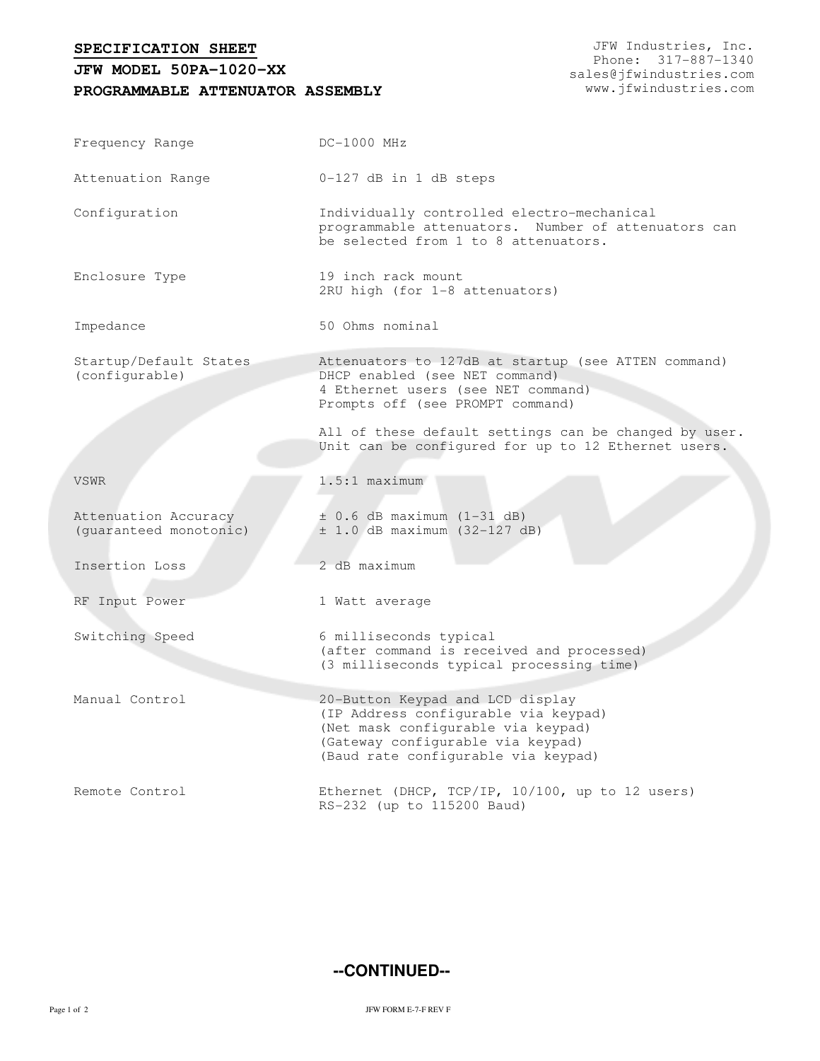# SPECIFICATION SHEET

## JFW MODEL 50PA-1020-XX

## PROGRAMMABLE ATTENUATOR ASSEMBLY

JFW Industries, Inc.
Phone: 317-887-1340
sales@jfwindustries.com
www.jfwindustries.com

| | |
|---|---|
| Frequency Range | DC-1000 MHz |
| Attenuation Range | 0-127 dB in 1 dB steps |
| Configuration | Individually controlled electro-mechanical programmable attenuators. Number of attenuators can be selected from 1 to 8 attenuators. |
| Enclosure Type | 19 inch rack mount<br>2RU high (for 1-8 attenuators) |
| Impedance | 50 Ohms nominal |
| Startup/Default States (configurable) | Attenuators to 127dB at startup (see ATTEN command)<br>DHCP enabled (see NET command)<br>4 Ethernet users (see NET command)<br>Prompts off (see PROMPT command)<br><br>All of these default settings can be changed by user. Unit can be configured for up to 12 Ethernet users. |
| VSWR | 1.5:1 maximum |
| Attenuation Accuracy (guaranteed monotonic) | ± 0.6 dB maximum (1-31 dB)<br>± 1.0 dB maximum (32-127 dB) |
| Insertion Loss | 2 dB maximum |
| RF Input Power | 1 Watt average |
| Switching Speed | 6 milliseconds typical<br>(after command is received and processed)<br>(3 milliseconds typical processing time) |
| Manual Control | 20-Button Keypad and LCD display<br>(IP Address configurable via keypad)<br>(Net mask configurable via keypad)<br>(Gateway configurable via keypad)<br>(Baud rate configurable via keypad) |
| Remote Control | Ethernet (DHCP, TCP/IP, 10/100, up to 12 users)<br>RS-232 (up to 115200 Baud) |

**--CONTINUED--**

JFW FORM E-7-F REV F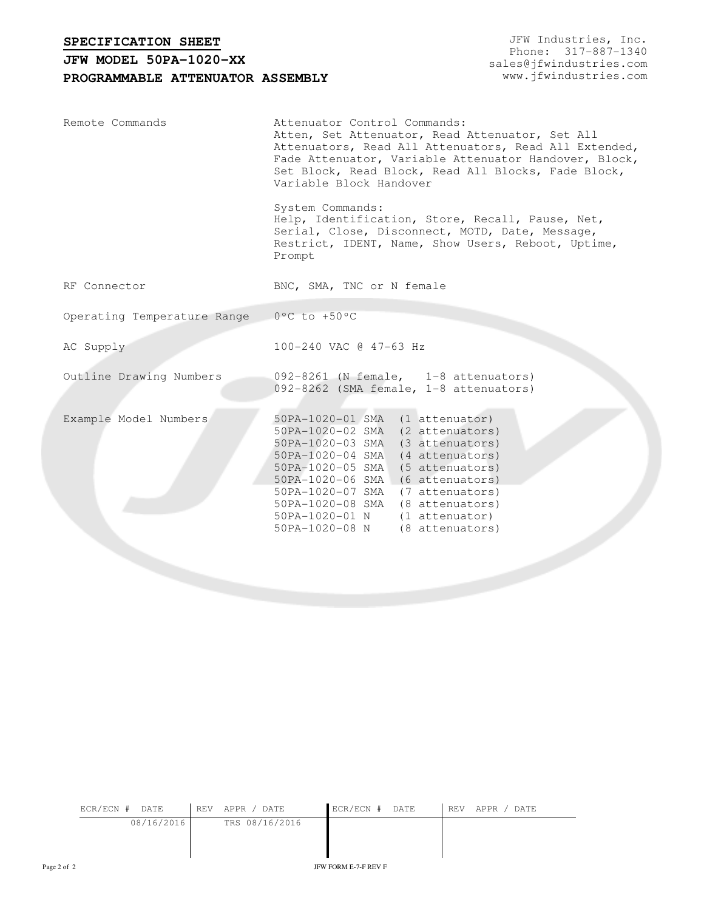**SPECIFICATION SHEET**

**JFW MODEL 50PA-1020-XX**

**PROGRAMMABLE ATTENUATOR ASSEMBLY**

JFW Industries, Inc.
Phone: 317-887-1340
sales@jfwindustries.com
www.jfwindustries.com

| | |
|---|---|
| Remote Commands | Attenuator Control Commands: Atten, Set Attenuator, Read Attenuator, Set All Attenuators, Read All Attenuators, Read All Extended, Fade Attenuator, Variable Attenuator Handover, Block, Set Block, Read Block, Read All Blocks, Fade Block, Variable Block Handover<br><br>System Commands: Help, Identification, Store, Recall, Pause, Net, Serial, Close, Disconnect, MOTD, Date, Message, Restrict, IDENT, Name, Show Users, Reboot, Uptime, Prompt |
| RF Connector | BNC, SMA, TNC or N female |
| Operating Temperature Range | 0°C to +50°C |
| AC Supply | 100-240 VAC @ 47-63 Hz |
| Outline Drawing Numbers | 092-8261 (N female, 1-8 attenuators)<br>092-8262 (SMA female, 1-8 attenuators) |
| Example Model Numbers | 50PA-1020-01 SMA (1 attenuator)<br>50PA-1020-02 SMA (2 attenuators)<br>50PA-1020-03 SMA (3 attenuators)<br>50PA-1020-04 SMA (4 attenuators)<br>50PA-1020-05 SMA (5 attenuators)<br>50PA-1020-06 SMA (6 attenuators)<br>50PA-1020-07 SMA (7 attenuators)<br>50PA-1020-08 SMA (8 attenuators)<br>50PA-1020-01 N (1 attenuator)<br>50PA-1020-08 N (8 attenuators) |

| ECR/ECN # DATE | REV APPR / DATE | ECR/ECN # DATE | REV APPR / DATE |
|---|---|---|---|
| 08/16/2016 | TRS 08/16/2016 | | |

JFW FORM E-7-F REV F